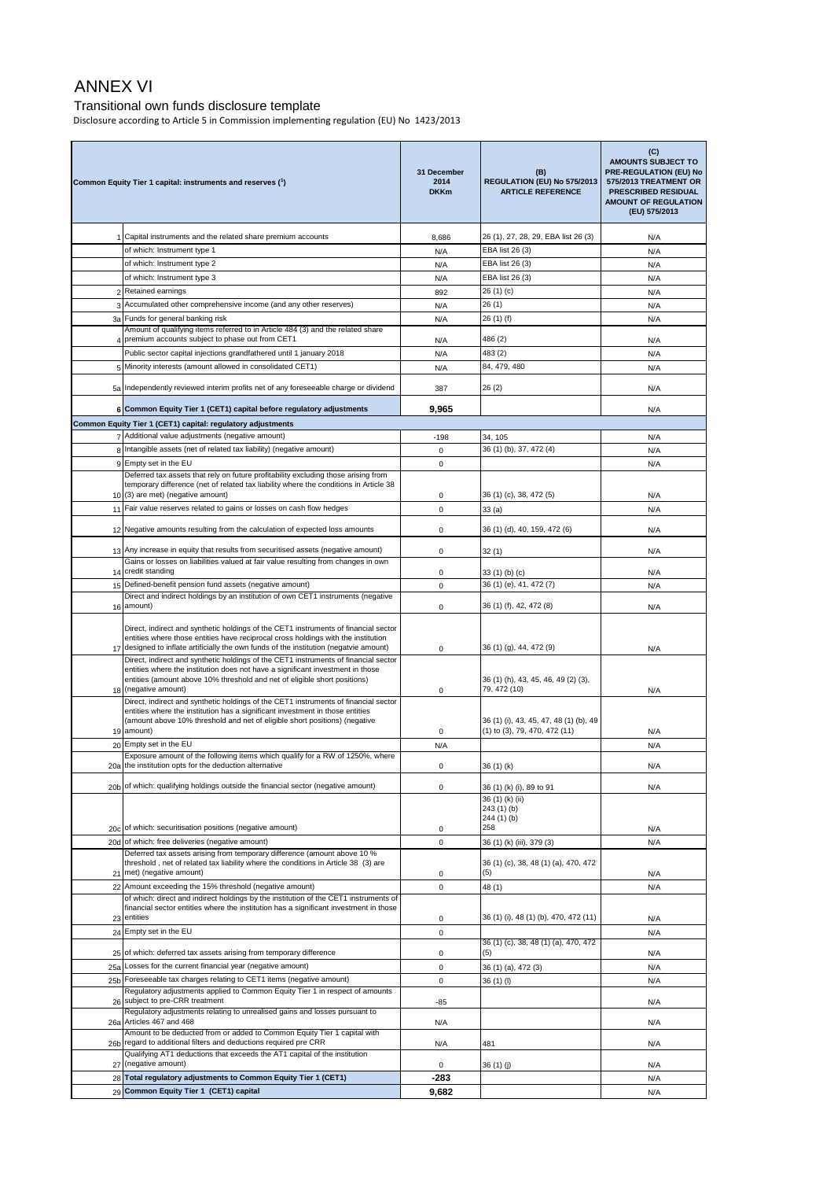# ANNEX VI

## Transitional own funds disclosure template

Disclosure according to Article 5 in Commission implementing regulation (EU) No 1423/2013

| | Common Equity Tier 1 capital: instruments and reserves (1) | 31 December 2014 DKKm | (B) REGULATION (EU) No 575/2013 ARTICLE REFERENCE | (C) AMOUNTS SUBJECT TO PRE-REGULATION (EU) No 575/2013 TREATMENT OR PRESCRIBED RESIDUAL AMOUNT OF REGULATION (EU) 575/2013 |
|---|---|---|---|---|
| 1 | Capital instruments and the related share premium accounts | 8,686 | 26 (1), 27, 28, 29, EBA list 26 (3) | N/A |
| | of which: Instrument type 1 | N/A | EBA list 26 (3) | N/A |
| | of which: Instrument type 2 | N/A | EBA list 26 (3) | N/A |
| | of which: Instrument type 3 | N/A | EBA list 26 (3) | N/A |
| 2 | Retained earnings | 892 | 26 (1) (c) | N/A |
| 3 | Accumulated other comprehensive income (and any other reserves) | N/A | 26 (1) | N/A |
| 3a | Funds for general banking risk | N/A | 26 (1) (f) | N/A |
| 4 | Amount of qualifying items referred to in Article 484 (3) and the related share premium accounts subject to phase out from CET1 | N/A | 486 (2) | N/A |
| | Public sector capital injections grandfathered until 1 january 2018 | N/A | 483 (2) | N/A |
| 5 | Minority interests (amount allowed in consolidated CET1) | N/A | 84, 479, 480 | N/A |
| 5a | Independently reviewed interim profits net of any foreseeable charge or dividend | 387 | 26 (2) | N/A |
| 6 | **Common Equity Tier 1 (CET1) capital before regulatory adjustments** | **9,965** | | N/A |
| | **Common Equity Tier 1 (CET1) capital: regulatory adjustments** | | | |
| 7 | Additional value adjustments (negative amount) | -198 | 34, 105 | N/A |
| 8 | Intangible assets (net of related tax liability) (negative amount) | 0 | 36 (1) (b), 37, 472 (4) | N/A |
| 9 | Empty set in the EU | 0 | | N/A |
| 10 | Deferred tax assets that rely on future profitability excluding those arising from temporary difference (net of related tax liability where the conditions in Article 38 (3) are met) (negative amount) | 0 | 36 (1) (c), 38, 472 (5) | N/A |
| 11 | Fair value reserves related to gains or losses on cash flow hedges | 0 | 33 (a) | N/A |
| 12 | Negative amounts resulting from the calculation of expected loss amounts | 0 | 36 (1) (d), 40, 159, 472 (6) | N/A |
| 13 | Any increase in equity that results from securitised assets (negative amount) | 0 | 32 (1) | N/A |
| 14 | Gains or losses on liabilities valued at fair value resulting from changes in own credit standing | 0 | 33 (1) (b) (c) | N/A |
| 15 | Defined-benefit pension fund assets (negative amount) | 0 | 36 (1) (e), 41, 472 (7) | N/A |
| 16 | Direct and indirect holdings by an institution of own CET1 instruments (negative amount) | 0 | 36 (1) (f), 42, 472 (8) | N/A |
| 17 | Direct, indirect and synthetic holdings of the CET1 instruments of financial sector entities where those entities have reciprocal cross holdings with the institution designed to inflate artificially the own funds of the institution (negatvie amount) | 0 | 36 (1) (g), 44, 472 (9) | N/A |
| 18 | Direct, indirect and synthetic holdings of the CET1 instruments of financial sector entities where the institution does not have a significant investment in those entities (amount above 10% threshold and net of eligible short positions) (negative amount) | 0 | 36 (1) (h), 43, 45, 46, 49 (2) (3), 79, 472 (10) | N/A |
| 19 | Direct, indirect and synthetic holdings of the CET1 instruments of financial sector entities where the institution has a significant investment in those entities (amount above 10% threshold and net of eligible short positions) (negative amount) | 0 | 36 (1) (i), 43, 45, 47, 48 (1) (b), 49 (1) to (3), 79, 470, 472 (11) | N/A |
| 20 | Empty set in the EU | N/A | | N/A |
| 20a | Exposure amount of the following items which qualify for a RW of 1250%, where the institution opts for the deduction alternative | 0 | 36 (1) (k) | N/A |
| 20b | of which: qualifying holdings outside the financial sector (negative amount) | 0 | 36 (1) (k) (i), 89 to 91 | N/A |
| 20c | of which: securitisation positions (negative amount) | 0 | 36 (1) (k) (ii) 243 (1) (b) 244 (1) (b) 258 | N/A |
| 20d | of which: free deliveries (negative amount) | 0 | 36 (1) (k) (iii), 379 (3) | N/A |
| 21 | Deferred tax assets arising from temporary difference (amount above 10 % threshold , net of related tax liability where the conditions in Article 38 (3) are met) (negative amount) | 0 | 36 (1) (c), 38, 48 (1) (a), 470, 472 (5) | N/A |
| 22 | Amount exceeding the 15% threshold (negative amount) | 0 | 48 (1) | N/A |
| 23 | of which: direct and indirect holdings by the institution of the CET1 instruments of financial sector entities where the institution has a significant investment in those entities | 0 | 36 (1) (i), 48 (1) (b), 470, 472 (11) | N/A |
| 24 | Empty set in the EU | 0 | | N/A |
| 25 | of which: deferred tax assets arising from temporary difference | 0 | 36 (1) (c), 38, 48 (1) (a), 470, 472 (5) | N/A |
| 25a | Losses for the current financial year (negative amount) | 0 | 36 (1) (a), 472 (3) | N/A |
| 25b | Foreseeable tax charges relating to CET1 items (negative amount) | 0 | 36 (1) (l) | N/A |
| 26 | Regulatory adjustments applied to Common Equity Tier 1 in respect of amounts subject to pre-CRR treatment | -85 | | N/A |
| 26a | Regulatory adjustments relating to unrealised gains and losses pursuant to Articles 467 and 468 | N/A | | N/A |
| 26b | Amount to be deducted from or added to Common Equity Tier 1 capital with regard to additional filters and deductions required pre CRR | N/A | 481 | N/A |
| 27 | Qualifying AT1 deductions that exceeds the AT1 capital of the institution (negative amount) | 0 | 36 (1) (j) | N/A |
| 28 | **Total regulatory adjustments to Common Equity Tier 1 (CET1)** | **-283** | | N/A |
| 29 | **Common Equity Tier 1 (CET1) capital** | **9,682** | | N/A |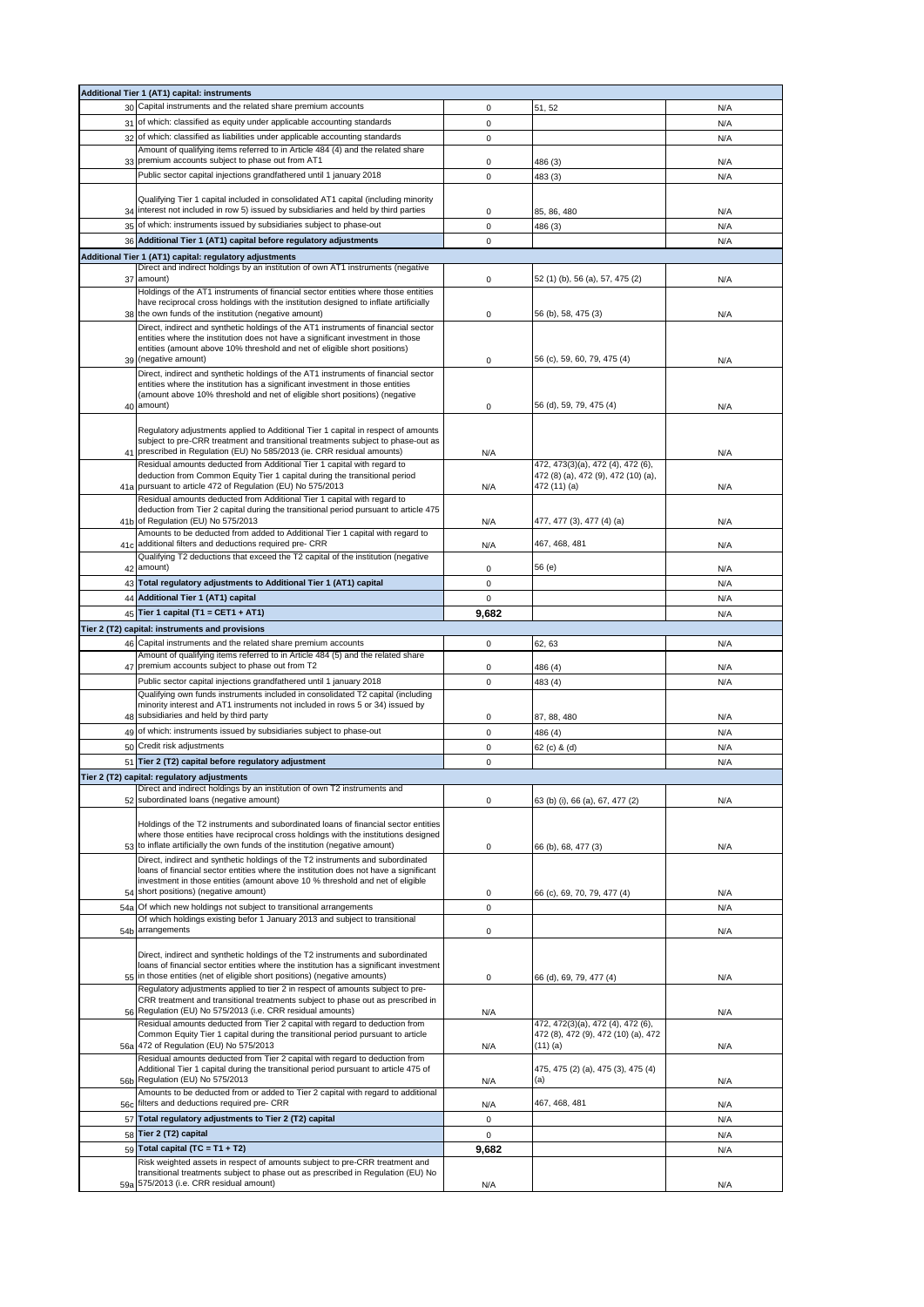| | | | | |
|---|---|---|---|---|
| **Additional Tier 1 (AT1) capital: instruments** | | | | |
| 30 | Capital instruments and the related share premium accounts | 0 | 51, 52 | N/A |
| 31 | of which: classified as equity under applicable accounting standards | 0 | | N/A |
| 32 | of which: classified as liabilities under applicable accounting standards | 0 | | N/A |
| 33 | Amount of qualifying items referred to in Article 484 (4) and the related share premium accounts subject to phase out from AT1 | 0 | 486 (3) | N/A |
| | Public sector capital injections grandfathered until 1 january 2018 | 0 | 483 (3) | N/A |
| 34 | Qualifying Tier 1 capital included in consolidated AT1 capital (including minority interest not included in row 5) issued by subsidiaries and held by third parties | 0 | 85, 86, 480 | N/A |
| 35 | of which: instruments issued by subsidiaries subject to phase-out | 0 | 486 (3) | N/A |
| 36 | **Additional Tier 1 (AT1) capital before regulatory adjustments** | 0 | | N/A |
| **Additional Tier 1 (AT1) capital: regulatory adjustments** | | | | |
| 37 | Direct and indirect holdings by an institution of own AT1 instruments (negative amount) | 0 | 52 (1) (b), 56 (a), 57, 475 (2) | N/A |
| 38 | Holdings of the AT1 instruments of financial sector entities where those entities have reciprocal cross holdings with the institution designed to inflate artificially the own funds of the institution (negative amount) | 0 | 56 (b), 58, 475 (3) | N/A |
| 39 | Direct, indirect and synthetic holdings of the AT1 instruments of financial sector entities where the institution does not have a significant investment in those entities (amount above 10% threshold and net of eligible short positions) (negative amount) | 0 | 56 (c), 59, 60, 79, 475 (4) | N/A |
| 40 | Direct, indirect and synthetic holdings of the AT1 instruments of financial sector entities where the institution has a significant investment in those entities (amount above 10% threshold and net of eligible short positions) (negative amount) | 0 | 56 (d), 59, 79, 475 (4) | N/A |
| 41 | Regulatory adjustments applied to Additional Tier 1 capital in respect of amounts subject to pre-CRR treatment and transitional treatments subject to phase-out as prescribed in Regulation (EU) No 585/2013 (ie. CRR residual amounts) | N/A | | N/A |
| 41a | Residual amounts deducted from Additional Tier 1 capital with regard to deduction from Common Equity Tier 1 capital during the transitional period pursuant to article 472 of Regulation (EU) No 575/2013 | N/A | 472, 473(3)(a), 472 (4), 472 (6), 472 (8) (a), 472 (9), 472 (10) (a), 472 (11) (a) | N/A |
| 41b | Residual amounts deducted from Additional Tier 1 capital with regard to deduction from Tier 2 capital during the transitional period pursuant to article 475 of Regulation (EU) No 575/2013 | N/A | 477, 477 (3), 477 (4) (a) | N/A |
| 41c | Amounts to be deducted from added to Additional Tier 1 capital with regard to additional filters and deductions required pre- CRR | N/A | 467, 468, 481 | N/A |
| 42 | Qualifying T2 deductions that exceed the T2 capital of the institution (negative amount) | 0 | 56 (e) | N/A |
| 43 | **Total regulatory adjustments to Additional Tier 1 (AT1) capital** | 0 | | N/A |
| 44 | **Additional Tier 1 (AT1) capital** | 0 | | N/A |
| 45 | **Tier 1 capital (T1 = CET1 + AT1)** | **9,682** | | N/A |
| **Tier 2 (T2) capital: instruments and provisions** | | | | |
| 46 | Capital instruments and the related share premium accounts | 0 | 62, 63 | N/A |
| 47 | Amount of qualifying items referred to in Article 484 (5) and the related share premium accounts subject to phase out from T2 | 0 | 486 (4) | N/A |
| | Public sector capital injections grandfathered until 1 january 2018 | 0 | 483 (4) | N/A |
| 48 | Qualifying own funds instruments included in consolidated T2 capital (including minority interest and AT1 instruments not included in rows 5 or 34) issued by subsidiaries and held by third party | 0 | 87, 88, 480 | N/A |
| 49 | of which: instruments issued by subsidiaries subject to phase-out | 0 | 486 (4) | N/A |
| 50 | Credit risk adjustments | 0 | 62 (c) & (d) | N/A |
| 51 | **Tier 2 (T2) capital before regulatory adjustment** | 0 | | N/A |
| **Tier 2 (T2) capital: regulatory adjustments** | | | | |
| 52 | Direct and indirect holdings by an institution of own T2 instruments and subordinated loans (negative amount) | 0 | 63 (b) (i), 66 (a), 67, 477 (2) | N/A |
| 53 | Holdings of the T2 instruments and subordinated loans of financial sector entities where those entities have reciprocal cross holdings with the institutions designed to inflate artificially the own funds of the institution (negative amount) | 0 | 66 (b), 68, 477 (3) | N/A |
| 54 | Direct, indirect and synthetic holdings of the T2 instruments and subordinated loans of financial sector entities where the institution does not have a significant investment in those entities (amount above 10 % threshold and net of eligible short positions) (negative amount) | 0 | 66 (c), 69, 70, 79, 477 (4) | N/A |
| 54a | Of which new holdings not subject to transitional arrangements | 0 | | N/A |
| 54b | Of which holdings existing befor 1 January 2013 and subject to transitional arrangements | 0 | | N/A |
| 55 | Direct, indirect and synthetic holdings of the T2 instruments and subordinated loans of financial sector entities where the institution has a significant investment in those entities (net of eligible short positions) (negative amounts) | 0 | 66 (d), 69, 79, 477 (4) | N/A |
| 56 | Regulatory adjustments applied to tier 2 in respect of amounts subject to pre-CRR treatment and transitional treatments subject to phase out as prescribed in Regulation (EU) No 575/2013 (i.e. CRR residual amounts) | N/A | | N/A |
| 56a | Residual amounts deducted from Tier 2 capital with regard to deduction from Common Equity Tier 1 capital during the transitional period pursuant to article 472 of Regulation (EU) No 575/2013 | N/A | 472, 472(3)(a), 472 (4), 472 (6), 472 (8), 472 (9), 472 (10) (a), 472 (11) (a) | N/A |
| 56b | Residual amounts deducted from Tier 2 capital with regard to deduction from Additional Tier 1 capital during the transitional period pursuant to article 475 of Regulation (EU) No 575/2013 | N/A | 475, 475 (2) (a), 475 (3), 475 (4) (a) | N/A |
| 56c | Amounts to be deducted from or added to Tier 2 capital with regard to additional filters and deductions required pre- CRR | N/A | 467, 468, 481 | N/A |
| 57 | **Total regulatory adjustments to Tier 2 (T2) capital** | 0 | | N/A |
| 58 | **Tier 2 (T2) capital** | 0 | | N/A |
| 59 | **Total capital (TC = T1 + T2)** | **9,682** | | N/A |
| 59a | Risk weighted assets in respect of amounts subject to pre-CRR treatment and transitional treatments subject to phase out as prescribed in Regulation (EU) No 575/2013 (i.e. CRR residual amount) | N/A | | N/A |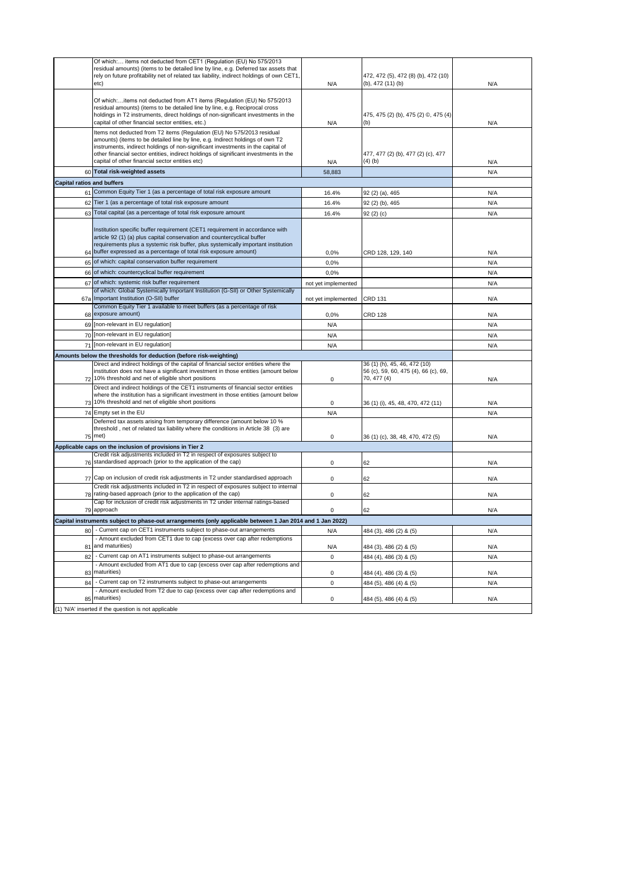| | | | | |
|---|---|---|---|---|
| | Of which:… items not deducted from CET1 (Regulation (EU) No 575/2013 residual amounts) (items to be detailed line by line, e.g. Deferred tax assets that rely on future profitability net of related tax liability, indirect holdings of own CET1, etc) | N/A | 472, 472 (5), 472 (8) (b), 472 (10) (b), 472 (11) (b) | N/A |
| | Of which:…items not deducted from AT1 items (Regulation (EU) No 575/2013 residual amounts) (items to be detailed line by line, e.g. Reciprocal cross holdings in T2 instruments, direct holdings of non-significant investments in the capital of other financial sector entities, etc.) | N/A | 475, 475 (2) (b), 475 (2) ©, 475 (4) (b) | N/A |
| | Items not deducted from T2 items (Regulation (EU) No 575/2013 residual amounts) (items to be detailed line by line, e.g. Indirect holdings of own T2 instruments, indirect holdings of non-significant investments in the capital of other financial sector entities, indirect holdings of significant investments in the capital of other financial sector entities etc) | N/A | 477, 477 (2) (b), 477 (2) (c), 477 (4) (b) | N/A |
| 60 | **Total risk-weighted assets** | 58,883 | | N/A |
| **Capital ratios and buffers** | | | | |
| 61 | Common Equity Tier 1 (as a percentage of total risk exposure amount | 16.4% | 92 (2) (a), 465 | N/A |
| 62 | Tier 1 (as a percentage of total risk exposure amount | 16.4% | 92 (2) (b), 465 | N/A |
| 63 | Total capital (as a percentage of total risk exposure amount | 16.4% | 92 (2) (c) | N/A |
| 64 | Institution specific buffer requirement (CET1 requirement in accordance with article 92 (1) (a) plus capital conservation and countercyclical buffer requirements plus a systemic risk buffer, plus systemically important institution buffer expressed as a percentage of total risk exposure amount) | 0,0% | CRD 128, 129, 140 | N/A |
| 65 | of which: capital conservation buffer requirement | 0,0% | | N/A |
| 66 | of which: countercyclical buffer requirement | 0,0% | | N/A |
| 67 | of which: systemic risk buffer requirement | not yet implemented | | N/A |
| 67a | of which: Global Systemically Important Institution (G-SII) or Other Systemically Important Institution (O-SII) buffer | not yet implemented | CRD 131 | N/A |
| 68 | Common Equity Tier 1 available to meet buffers (as a percentage of risk exposure amount) | 0,0% | CRD 128 | N/A |
| 69 | [non-relevant in EU regulation] | N/A | | N/A |
| 70 | [non-relevant in EU regulation] | N/A | | N/A |
| 71 | [non-relevant in EU regulation] | N/A | | N/A |
| **Amounts below the thresholds for deduction (before risk-weighting)** | | | | |
| 72 | Direct and indirect holdings of the capital of financial sector entities where the institution does not have a significant investment in those entities (amount below 10% threshold and net of eligible short positions | 0 | 36 (1) (h), 45, 46, 472 (10) 56 (c), 59, 60, 475 (4), 66 (c), 69, 70, 477 (4) | N/A |
| 73 | Direct and indirect holdings of the CET1 instruments of financial sector entities where the institution has a significant investment in those entities (amount below 10% threshold and net of eligible short positions | 0 | 36 (1) (i), 45, 48, 470, 472 (11) | N/A |
| 74 | Empty set in the EU | N/A | | N/A |
| 75 | Deferred tax assets arising from temporary difference (amount below 10 % threshold , net of related tax liability where the conditions in Article 38 (3) are met) | 0 | 36 (1) (c), 38, 48, 470, 472 (5) | N/A |
| **Applicable caps on the inclusion of provisions in Tier 2** | | | | |
| 76 | Credit risk adjustments included in T2 in respect of exposures subject to standardised approach (prior to the application of the cap) | 0 | 62 | N/A |
| 77 | Cap on inclusion of credit risk adjustments in T2 under standardised approach | 0 | 62 | N/A |
| 78 | Credit risk adjustments included in T2 in respect of exposures subject to internal rating-based approach (prior to the application of the cap) | 0 | 62 | N/A |
| 79 | Cap for inclusion of credit risk adjustments in T2 under internal ratings-based approach | 0 | 62 | N/A |
| **Capital instruments subject to phase-out arrangements (only applicable between 1 Jan 2014 and 1 Jan 2022)** | | | | |
| 80 | - Current cap on CET1 instruments subject to phase-out arrangements | N/A | 484 (3), 486 (2) & (5) | N/A |
| 81 | - Amount excluded from CET1 due to cap (excess over cap after redemptions and maturities) | N/A | 484 (3), 486 (2) & (5) | N/A |
| 82 | - Current cap on AT1 instruments subject to phase-out arrangements | 0 | 484 (4), 486 (3) & (5) | N/A |
| 83 | - Amount excluded from AT1 due to cap (excess over cap after redemptions and maturities) | 0 | 484 (4), 486 (3) & (5) | N/A |
| 84 | - Current cap on T2 instruments subject to phase-out arrangements | 0 | 484 (5), 486 (4) & (5) | N/A |
| 85 | - Amount excluded from T2 due to cap (excess over cap after redemptions and maturities) | 0 | 484 (5), 486 (4) & (5) | N/A |

(1) 'N/A' inserted if the question is not applicable